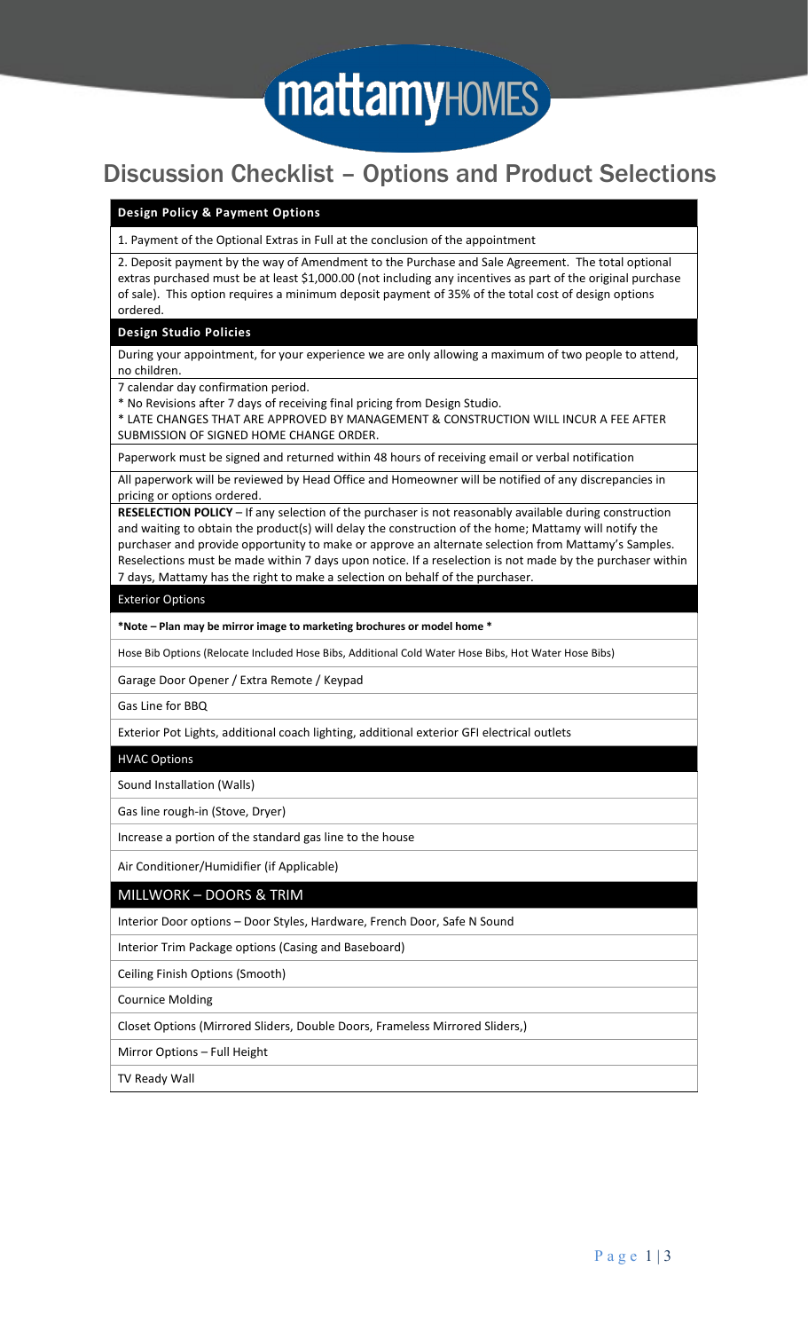# mattamyHOMES

# Discussion Checklist – Options and Product Selections

## Design Policy & Payment Options

1. Payment of the Optional Extras in Full at the conclusion of the appointment

2. Deposit payment by the way of Amendment to the Purchase and Sale Agreement. The total optional extras purchased must be at least $1,000.00 (not including any incentives as part of the original purchase of sale). This option requires a minimum deposit payment of 35% of the total cost of design options ordered.

## Design Studio Policies

During your appointment, for your experience we are only allowing a maximum of two people to attend, no children.

7 calendar day confirmation period.

* No Revisions after 7 days of receiving final pricing from Design Studio.

* LATE CHANGES THAT ARE APPROVED BY MANAGEMENT & CONSTRUCTION WILL INCUR A FEE AFTER SUBMISSION OF SIGNED HOME CHANGE ORDER.

Paperwork must be signed and returned within 48 hours of receiving email or verbal notification

All paperwork will be reviewed by Head Office and Homeowner will be notified of any discrepancies in pricing or options ordered.

**RESELECTION POLICY** – If any selection of the purchaser is not reasonably available during construction and waiting to obtain the product(s) will delay the construction of the home; Mattamy will notify the purchaser and provide opportunity to make or approve an alternate selection from Mattamy's Samples. Reselections must be made within 7 days upon notice. If a reselection is not made by the purchaser within 7 days, Mattamy has the right to make a selection on behalf of the purchaser.

## Exterior Options

**\*Note – Plan may be mirror image to marketing brochures or model home \***

Hose Bib Options (Relocate Included Hose Bibs, Additional Cold Water Hose Bibs, Hot Water Hose Bibs)

Garage Door Opener / Extra Remote / Keypad

Gas Line for BBQ

Exterior Pot Lights, additional coach lighting, additional exterior GFI electrical outlets

## HVAC Options

Sound Installation (Walls)

Gas line rough-in (Stove, Dryer)

Increase a portion of the standard gas line to the house

Air Conditioner/Humidifier (if Applicable)

## MILLWORK – DOORS & TRIM

Interior Door options – Door Styles, Hardware, French Door, Safe N Sound

Interior Trim Package options (Casing and Baseboard)

Ceiling Finish Options (Smooth)

Cournice Molding

Closet Options (Mirrored Sliders, Double Doors, Frameless Mirrored Sliders,)

Mirror Options – Full Height

TV Ready Wall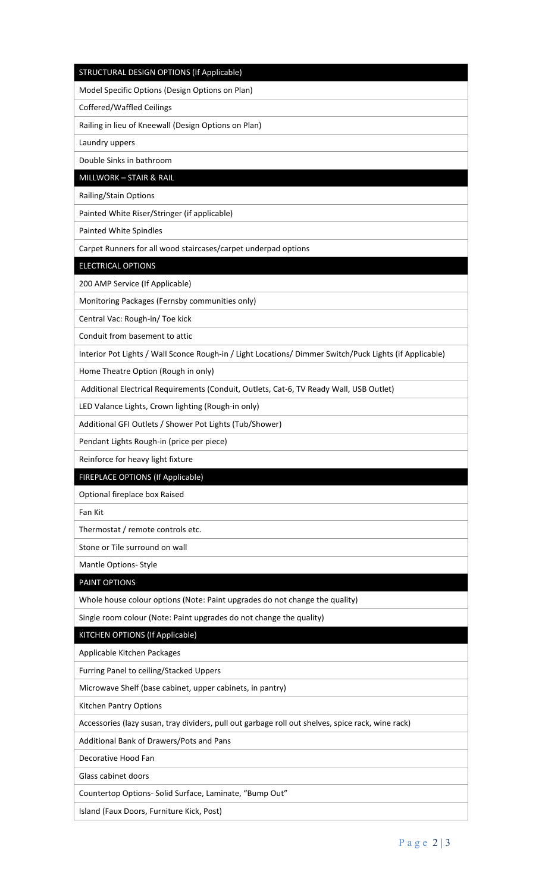| STRUCTURAL DESIGN OPTIONS (If Applicable) |
| --- |
| Model Specific Options (Design Options on Plan) |
| Coffered/Waffled Ceilings |
| Railing in lieu of Kneewall (Design Options on Plan) |
| Laundry uppers |
| Double Sinks in bathroom |
| **MILLWORK – STAIR & RAIL** |
| Railing/Stain Options |
| Painted White Riser/Stringer (if applicable) |
| Painted White Spindles |
| Carpet Runners for all wood staircases/carpet underpad options |
| **ELECTRICAL OPTIONS** |
| 200 AMP Service (If Applicable) |
| Monitoring Packages (Fernsby communities only) |
| Central Vac: Rough-in/ Toe kick |
| Conduit from basement to attic |
| Interior Pot Lights / Wall Sconce Rough-in / Light Locations/ Dimmer Switch/Puck Lights (if Applicable) |
| Home Theatre Option (Rough in only) |
| Additional Electrical Requirements (Conduit, Outlets, Cat-6, TV Ready Wall, USB Outlet) |
| LED Valance Lights, Crown lighting (Rough-in only) |
| Additional GFI Outlets / Shower Pot Lights (Tub/Shower) |
| Pendant Lights Rough-in (price per piece) |
| Reinforce for heavy light fixture |
| **FIREPLACE OPTIONS (If Applicable)** |
| Optional fireplace box Raised |
| Fan Kit |
| Thermostat / remote controls etc. |
| Stone or Tile surround on wall |
| Mantle Options- Style |
| **PAINT OPTIONS** |
| Whole house colour options (Note: Paint upgrades do not change the quality) |
| Single room colour (Note: Paint upgrades do not change the quality) |
| **KITCHEN OPTIONS (If Applicable)** |
| Applicable Kitchen Packages |
| Furring Panel to ceiling/Stacked Uppers |
| Microwave Shelf (base cabinet, upper cabinets, in pantry) |
| Kitchen Pantry Options |
| Accessories (lazy susan, tray dividers, pull out garbage roll out shelves, spice rack, wine rack) |
| Additional Bank of Drawers/Pots and Pans |
| Decorative Hood Fan |
| Glass cabinet doors |
| Countertop Options- Solid Surface, Laminate, "Bump Out" |
| Island (Faux Doors, Furniture Kick, Post) |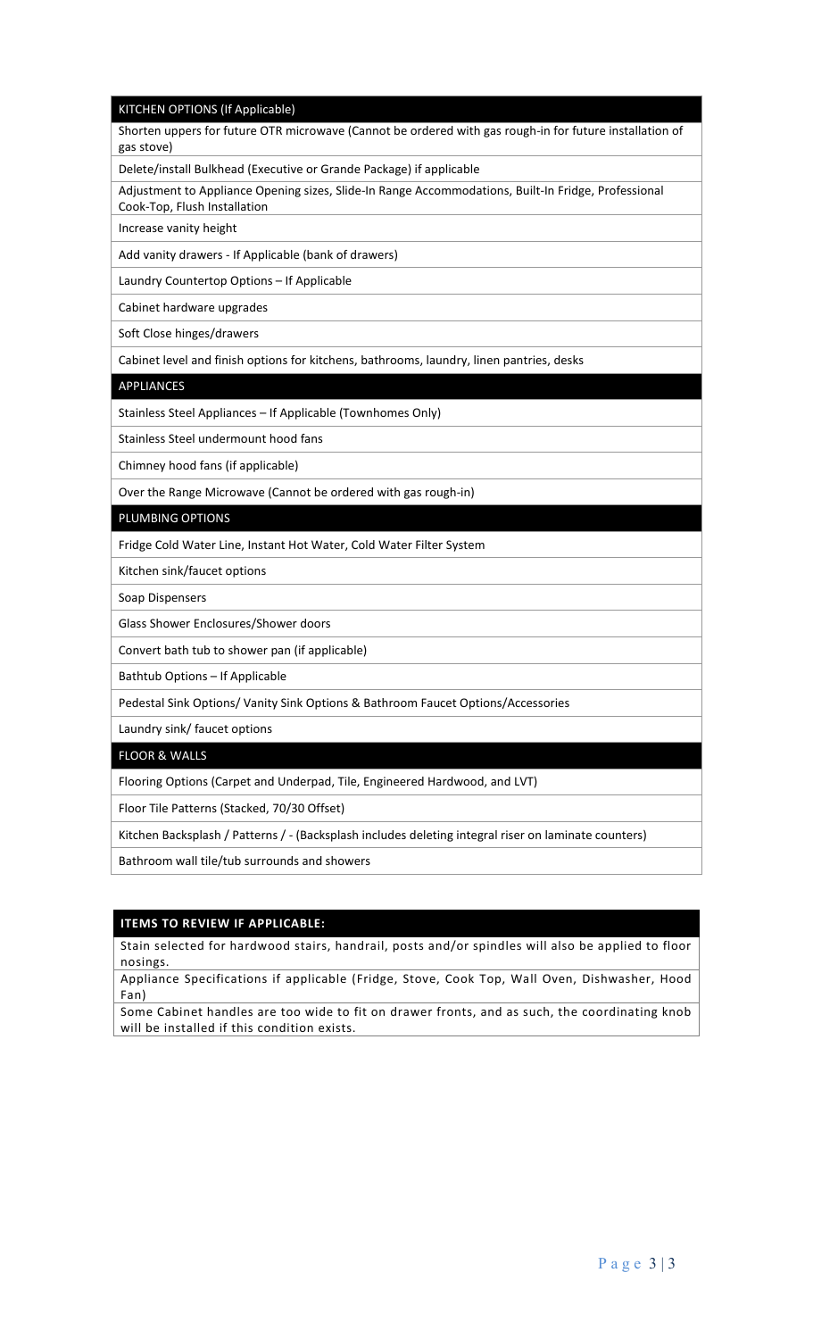| KITCHEN OPTIONS (If Applicable) |
|---|
| Shorten uppers for future OTR microwave (Cannot be ordered with gas rough-in for future installation of gas stove) |
| Delete/install Bulkhead (Executive or Grande Package) if applicable |
| Adjustment to Appliance Opening sizes, Slide-In Range Accommodations, Built-In Fridge, Professional Cook-Top, Flush Installation |
| Increase vanity height |
| Add vanity drawers - If Applicable (bank of drawers) |
| Laundry Countertop Options – If Applicable |
| Cabinet hardware upgrades |
| Soft Close hinges/drawers |
| Cabinet level and finish options for kitchens, bathrooms, laundry, linen pantries, desks |
| APPLIANCES |
| Stainless Steel Appliances – If Applicable (Townhomes Only) |
| Stainless Steel undermount hood fans |
| Chimney hood fans (if applicable) |
| Over the Range Microwave (Cannot be ordered with gas rough-in) |
| PLUMBING OPTIONS |
| Fridge Cold Water Line, Instant Hot Water, Cold Water Filter System |
| Kitchen sink/faucet options |
| Soap Dispensers |
| Glass Shower Enclosures/Shower doors |
| Convert bath tub to shower pan (if applicable) |
| Bathtub Options – If Applicable |
| Pedestal Sink Options/ Vanity Sink Options & Bathroom Faucet Options/Accessories |
| Laundry sink/ faucet options |
| FLOOR & WALLS |
| Flooring Options (Carpet and Underpad, Tile, Engineered Hardwood, and LVT) |
| Floor Tile Patterns (Stacked, 70/30 Offset) |
| Kitchen Backsplash / Patterns / - (Backsplash includes deleting integral riser on laminate counters) |
| Bathroom wall tile/tub surrounds and showers |

| **ITEMS TO REVIEW IF APPLICABLE:** |
|---|
| Stain selected for hardwood stairs, handrail, posts and/or spindles will also be applied to floor nosings. |
| Appliance Specifications if applicable (Fridge, Stove, Cook Top, Wall Oven, Dishwasher, Hood Fan) |
| Some Cabinet handles are too wide to fit on drawer fronts, and as such, the coordinating knob will be installed if this condition exists. |